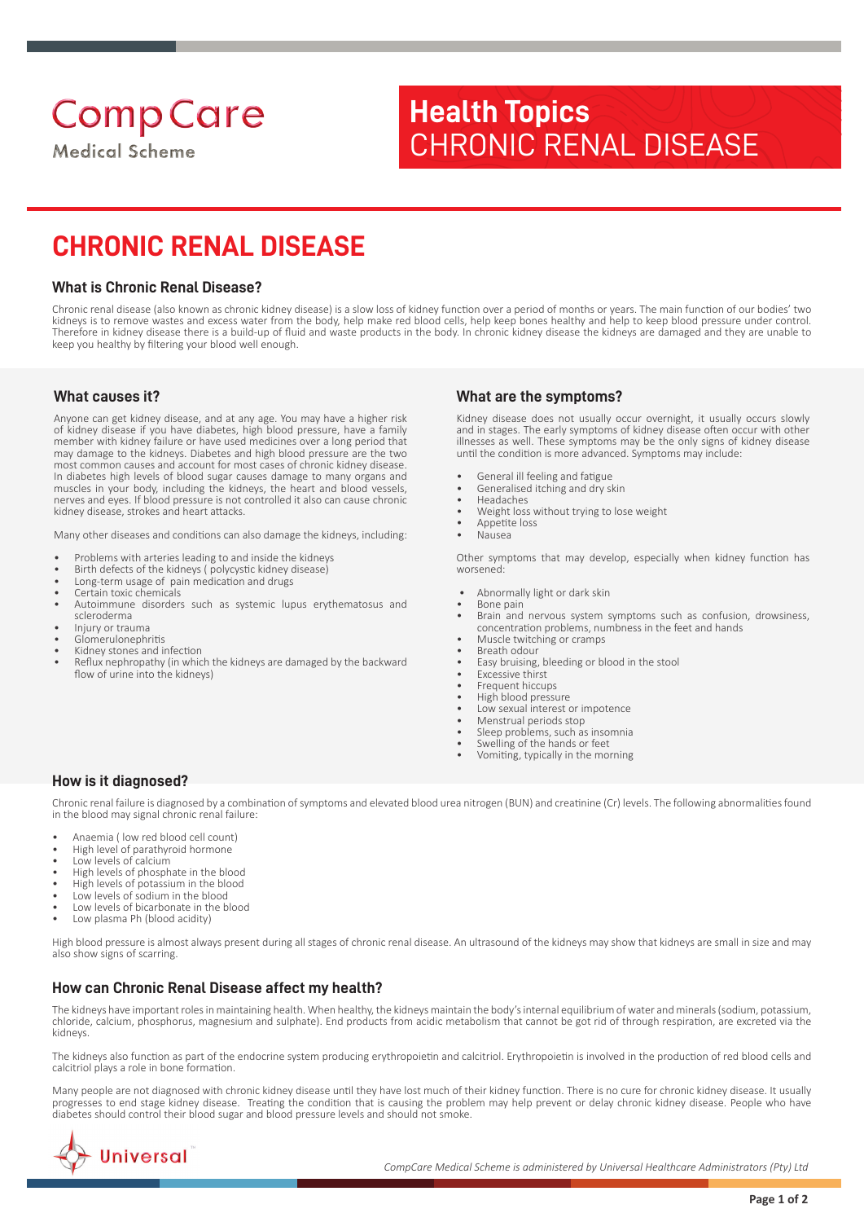CompCare
Medical Scheme

**Health Topics**
CHRONIC RENAL DISEASE

# CHRONIC RENAL DISEASE

## What is Chronic Renal Disease?

Chronic renal disease (also known as chronic kidney disease) is a slow loss of kidney function over a period of months or years. The main function of our bodies' two kidneys is to remove wastes and excess water from the body, help make red blood cells, help keep bones healthy and help to keep blood pressure under control. Therefore in kidney disease there is a build-up of fluid and waste products in the body. In chronic kidney disease the kidneys are damaged and they are unable to keep you healthy by filtering your blood well enough.

## What causes it?

Anyone can get kidney disease, and at any age. You may have a higher risk of kidney disease if you have diabetes, high blood pressure, have a family member with kidney failure or have used medicines over a long period that may damage to the kidneys. Diabetes and high blood pressure are the two most common causes and account for most cases of chronic kidney disease. In diabetes high levels of blood sugar causes damage to many organs and muscles in your body, including the kidneys, the heart and blood vessels, nerves and eyes. If blood pressure is not controlled it also can cause chronic kidney disease, strokes and heart attacks.

Many other diseases and conditions can also damage the kidneys, including:

- Problems with arteries leading to and inside the kidneys
- Birth defects of the kidneys ( polycystic kidney disease)
- Long-term usage of pain medication and drugs
- Certain toxic chemicals
- Autoimmune disorders such as systemic lupus erythematosus and scleroderma
- Injury or trauma
- Glomerulonephritis
- Kidney stones and infection
- Reflux nephropathy (in which the kidneys are damaged by the backward flow of urine into the kidneys)

## What are the symptoms?

Kidney disease does not usually occur overnight, it usually occurs slowly and in stages. The early symptoms of kidney disease often occur with other illnesses as well. These symptoms may be the only signs of kidney disease until the condition is more advanced. Symptoms may include:

- General ill feeling and fatigue
- Generalised itching and dry skin
- Headaches
- Weight loss without trying to lose weight
- Appetite loss
- Nausea

Other symptoms that may develop, especially when kidney function has worsened:

- Abnormally light or dark skin
- Bone pain
- Brain and nervous system symptoms such as confusion, drowsiness, concentration problems, numbness in the feet and hands
- Muscle twitching or cramps
- Breath odour
- Easy bruising, bleeding or blood in the stool
- Excessive thirst
- Frequent hiccups
- High blood pressure
- Low sexual interest or impotence
- Menstrual periods stop
- Sleep problems, such as insomnia
- Swelling of the hands or feet
- Vomiting, typically in the morning

## How is it diagnosed?

Chronic renal failure is diagnosed by a combination of symptoms and elevated blood urea nitrogen (BUN) and creatinine (Cr) levels. The following abnormalities found in the blood may signal chronic renal failure:

- Anaemia ( low red blood cell count)
- High level of parathyroid hormone
- Low levels of calcium
- High levels of phosphate in the blood
- High levels of potassium in the blood
- Low levels of sodium in the blood
- Low levels of bicarbonate in the blood
- Low plasma Ph (blood acidity)

High blood pressure is almost always present during all stages of chronic renal disease. An ultrasound of the kidneys may show that kidneys are small in size and may also show signs of scarring.

## How can Chronic Renal Disease affect my health?

The kidneys have important roles in maintaining health. When healthy, the kidneys maintain the body's internal equilibrium of water and minerals (sodium, potassium, chloride, calcium, phosphorus, magnesium and sulphate). End products from acidic metabolism that cannot be got rid of through respiration, are excreted via the kidneys.

The kidneys also function as part of the endocrine system producing erythropoietin and calcitriol. Erythropoietin is involved in the production of red blood cells and calcitriol plays a role in bone formation.

Many people are not diagnosed with chronic kidney disease until they have lost much of their kidney function. There is no cure for chronic kidney disease. It usually progresses to end stage kidney disease. Treating the condition that is causing the problem may help prevent or delay chronic kidney disease. People who have diabetes should control their blood sugar and blood pressure levels and should not smoke.

Universal

*CompCare Medical Scheme is administered by Universal Healthcare Administrators (Pty) Ltd*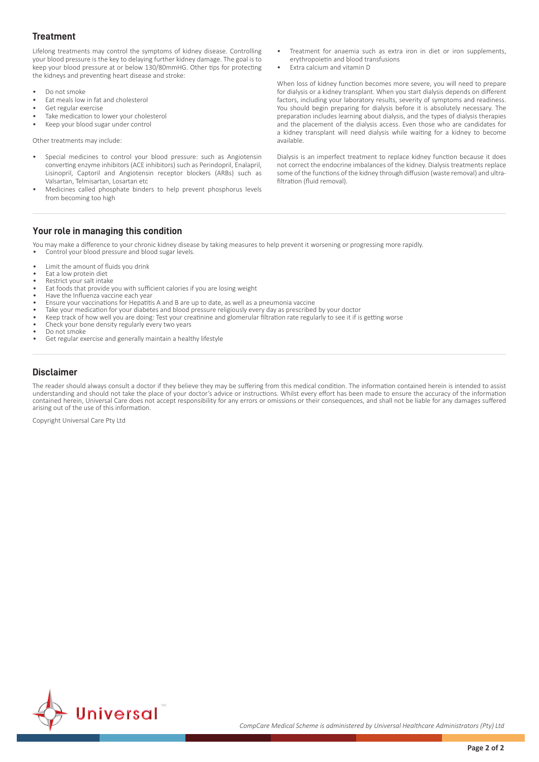## Treatment

Lifelong treatments may control the symptoms of kidney disease. Controlling your blood pressure is the key to delaying further kidney damage. The goal is to keep your blood pressure at or below 130/80mmHG. Other tips for protecting the kidneys and preventing heart disease and stroke:

- Do not smoke
- Eat meals low in fat and cholesterol
- Get regular exercise
- Take medication to lower your cholesterol
- Keep your blood sugar under control

Other treatments may include:

- Special medicines to control your blood pressure: such as Angiotensin converting enzyme inhibitors (ACE inhibitors) such as Perindopril, Enalapril, Lisinopril, Captoril and Angiotensin receptor blockers (ARBs) such as Valsartan, Telmisartan, Losartan etc
- Medicines called phosphate binders to help prevent phosphorus levels from becoming too high
- Treatment for anaemia such as extra iron in diet or iron supplements, erythropoietin and blood transfusions
- Extra calcium and vitamin D

When loss of kidney function becomes more severe, you will need to prepare for dialysis or a kidney transplant. When you start dialysis depends on different factors, including your laboratory results, severity of symptoms and readiness. You should begin preparing for dialysis before it is absolutely necessary. The preparation includes learning about dialysis, and the types of dialysis therapies and the placement of the dialysis access. Even those who are candidates for a kidney transplant will need dialysis while waiting for a kidney to become available.

Dialysis is an imperfect treatment to replace kidney function because it does not correct the endocrine imbalances of the kidney. Dialysis treatments replace some of the functions of the kidney through diffusion (waste removal) and ultra-filtration (fluid removal).

## Your role in managing this condition

You may make a difference to your chronic kidney disease by taking measures to help prevent it worsening or progressing more rapidly.

- Control your blood pressure and blood sugar levels.
- Limit the amount of fluids you drink
- Eat a low protein diet
- Restrict your salt intake
- Eat foods that provide you with sufficient calories if you are losing weight
- Have the Influenza vaccine each year
- Ensure your vaccinations for Hepatitis A and B are up to date, as well as a pneumonia vaccine
- Take your medication for your diabetes and blood pressure religiously every day as prescribed by your doctor
- Keep track of how well you are doing: Test your creatinine and glomerular filtration rate regularly to see it if is getting worse
- Check your bone density regularly every two years
- Do not smoke
- Get regular exercise and generally maintain a healthy lifestyle

## Disclaimer

The reader should always consult a doctor if they believe they may be suffering from this medical condition. The information contained herein is intended to assist understanding and should not take the place of your doctor's advice or instructions. Whilst every effort has been made to ensure the accuracy of the information contained herein, Universal Care does not accept responsibility for any errors or omissions or their consequences, and shall not be liable for any damages suffered arising out of the use of this information.

Copyright Universal Care Pty Ltd

Universal™

*CompCare Medical Scheme is administered by Universal Healthcare Administrators (Pty) Ltd*